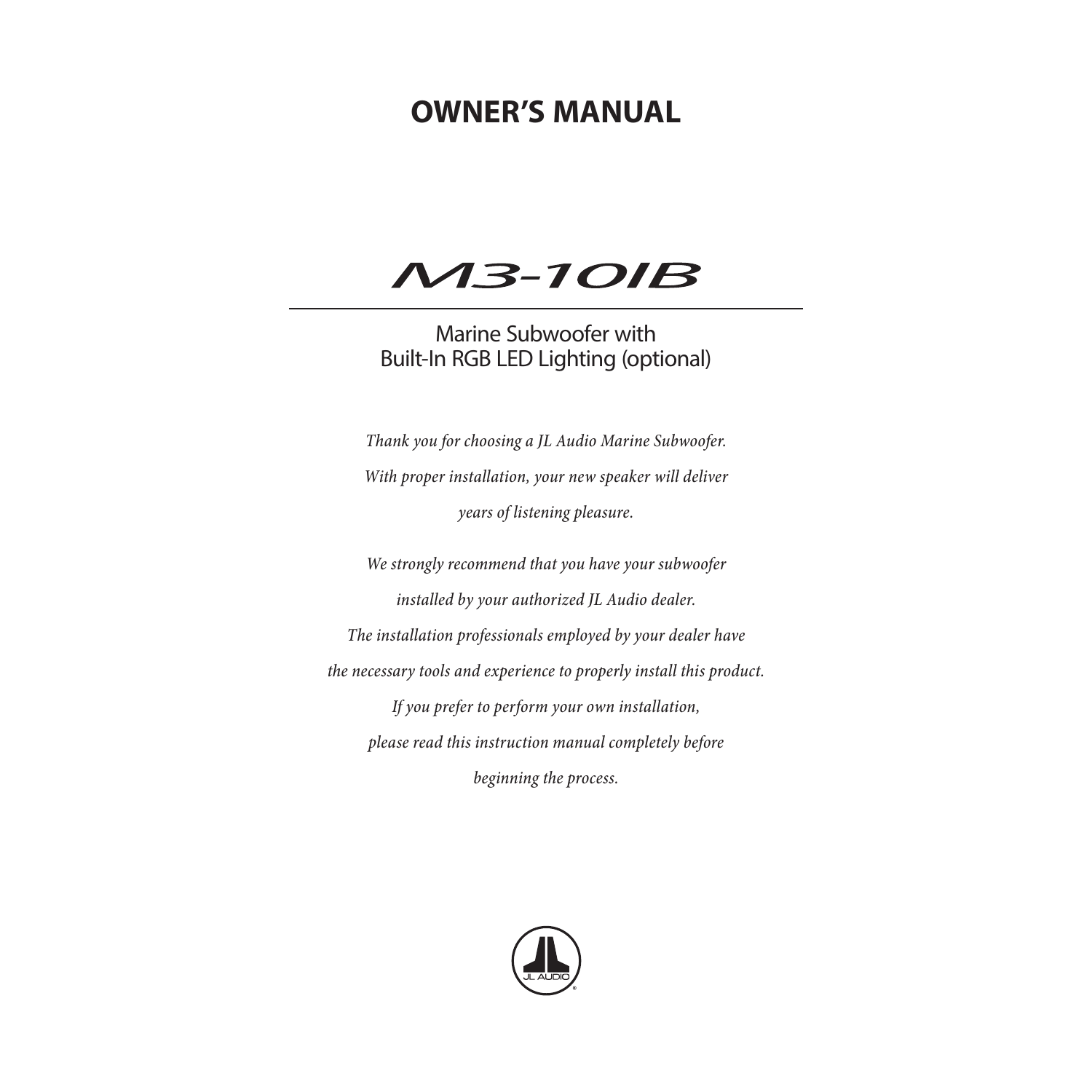# OWNER'S MANUAL

## M3-10IB

Marine Subwoofer with
Built-In RGB LED Lighting (optional)

*Thank you for choosing a JL Audio Marine Subwoofer.*
*With proper installation, your new speaker will deliver*
*years of listening pleasure.*

*We strongly recommend that you have your subwoofer*
*installed by your authorized JL Audio dealer.*
*The installation professionals employed by your dealer have*
*the necessary tools and experience to properly install this product.*
*If you prefer to perform your own installation,*
*please read this instruction manual completely before*
*beginning the process.*

JL AUDIO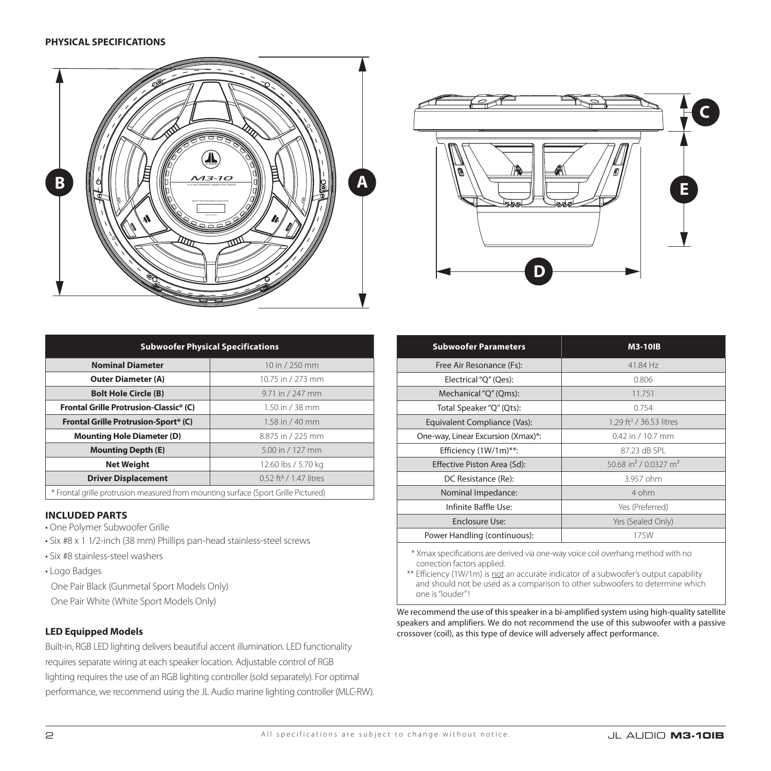## PHYSICAL SPECIFICATIONS

| Subwoofer Physical Specifications | |
|---|---|
| **Nominal Diameter** | 10 in / 250 mm |
| **Outer Diameter (A)** | 10.75 in / 273 mm |
| **Bolt Hole Circle (B)** | 9.71 in / 247 mm |
| **Frontal Grille Protrusion-Classic* (C)** | 1.50 in / 38 mm |
| **Frontal Grille Protrusion-Sport* (C)** | 1.58 in / 40 mm |
| **Mounting Hole Diameter (D)** | 8.875 in / 225 mm |
| **Mounting Depth (E)** | 5.00 in / 127 mm |
| **Net Weight** | 12.60 lbs / 5.70 kg |
| **Driver Displacement** | 0.52 $ft^3$ / 1.47 litres |

* Frontal grille protrusion measured from mounting surface (Sport Grille Pictured)

### INCLUDED PARTS

- One Polymer Subwoofer Grille
- Six #8 x 1 1/2-inch (38 mm) Phillips pan-head stainless-steel screws
- Six #8 stainless-steel washers
- Logo Badges

  One Pair Black (Gunmetal Sport Models Only)

  One Pair White (White Sport Models Only)

### LED Equipped Models

Built-in, RGB LED lighting delivers beautiful accent illumination. LED functionality requires separate wiring at each speaker location. Adjustable control of RGB lighting requires the use of an RGB lighting controller (sold separately). For optimal performance, we recommend using the JL Audio marine lighting controller (MLC-RW).

| Subwoofer Parameters | M3-10IB |
|---|---|
| Free Air Resonance (Fs): | 41.84 Hz |
| Electrical "Q" (Qes): | 0.806 |
| Mechanical "Q" (Qms): | 11.751 |
| Total Speaker "Q" (Qts): | 0.754 |
| Equivalent Compliance (Vas): | 1.29 $ft^3$ / 36.53 litres |
| One-way, Linear Excursion (Xmax)*: | 0.42 in / 10.7 mm |
| Efficiency (1W/1m)**: | 87.23 dB SPL |
| Effective Piston Area (Sd): | 50.68 $in^2$ / 0.0327 $m^2$ |
| DC Resistance (Re): | 3.957 ohm |
| Nominal Impedance: | 4 ohm |
| Infinite Baffle Use: | Yes (Preferred) |
| Enclosure Use: | Yes (Sealed Only) |
| Power Handling (continuous): | 175W |

\* Xmax specifications are derived via one-way voice coil overhang method with no correction factors applied.

\** Efficiency (1W/1m) is not an accurate indicator of a subwoofer's output capability and should not be used as a comparison to other subwoofers to determine which one is "louder"!

We recommend the use of this speaker in a bi-amplified system using high-quality satellite speakers and amplifiers. We do not recommend the use of this subwoofer with a passive crossover (coil), as this type of device will adversely affect performance.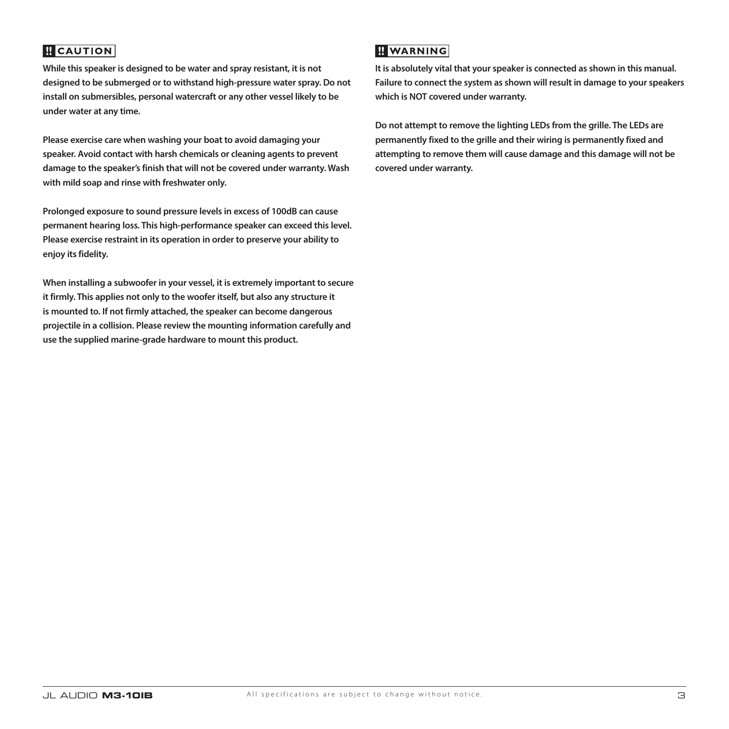## ‼ CAUTION

**While this speaker is designed to be water and spray resistant, it is not designed to be submerged or to withstand high-pressure water spray. Do not install on submersibles, personal watercraft or any other vessel likely to be under water at any time.**

**Please exercise care when washing your boat to avoid damaging your speaker. Avoid contact with harsh chemicals or cleaning agents to prevent damage to the speaker's finish that will not be covered under warranty. Wash with mild soap and rinse with freshwater only.**

**Prolonged exposure to sound pressure levels in excess of 100dB can cause permanent hearing loss. This high-performance speaker can exceed this level. Please exercise restraint in its operation in order to preserve your ability to enjoy its fidelity.**

**When installing a subwoofer in your vessel, it is extremely important to secure it firmly. This applies not only to the woofer itself, but also any structure it is mounted to. If not firmly attached, the speaker can become dangerous projectile in a collision. Please review the mounting information carefully and use the supplied marine-grade hardware to mount this product.**

## ‼ WARNING

**It is absolutely vital that your speaker is connected as shown in this manual. Failure to connect the system as shown will result in damage to your speakers which is NOT covered under warranty.**

**Do not attempt to remove the lighting LEDs from the grille. The LEDs are permanently fixed to the grille and their wiring is permanently fixed and attempting to remove them will cause damage and this damage will not be covered under warranty.**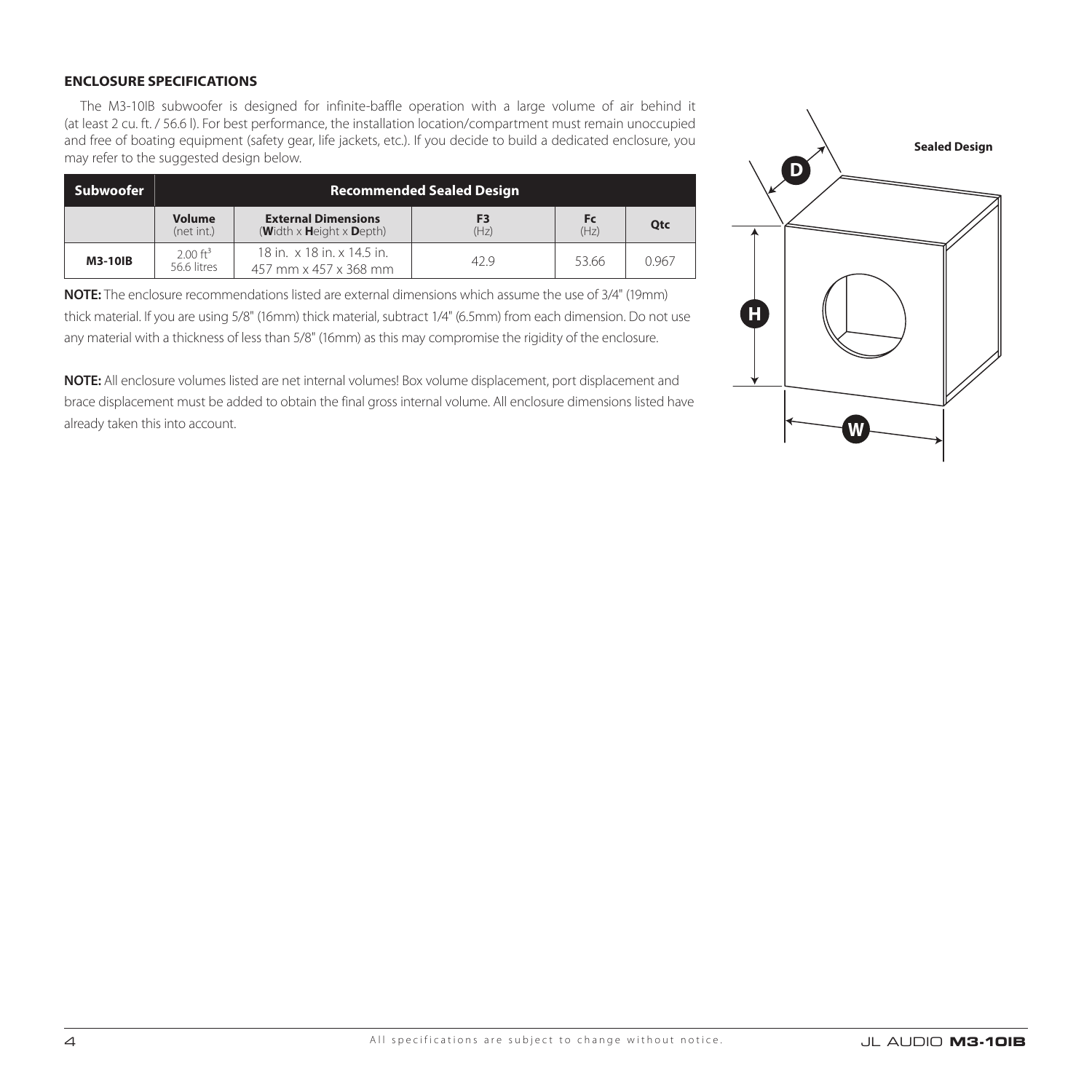## ENCLOSURE SPECIFICATIONS

The M3-10IB subwoofer is designed for infinite-baffle operation with a large volume of air behind it (at least 2 cu. ft. / 56.6 l). For best performance, the installation location/compartment must remain unoccupied and free of boating equipment (safety gear, life jackets, etc.). If you decide to build a dedicated enclosure, you may refer to the suggested design below.

| Subwoofer | Recommended Sealed Design | | | | |
|---|---|---|---|---|---|
| | **Volume** (net int.) | **External Dimensions** (**W**idth x **H**eight x **D**epth) | **F3** (Hz) | **Fc** (Hz) | **Qtc** |
| **M3-10IB** | 2.00 $ft^3$ 56.6 litres | 18 in. x 18 in. x 14.5 in. 457 mm x 457 x 368 mm | 42.9 | 53.66 | 0.967 |

**NOTE:** The enclosure recommendations listed are external dimensions which assume the use of 3/4" (19mm) thick material. If you are using 5/8" (16mm) thick material, subtract 1/4" (6.5mm) from each dimension. Do not use any material with a thickness of less than 5/8" (16mm) as this may compromise the rigidity of the enclosure.

**NOTE:** All enclosure volumes listed are net internal volumes! Box volume displacement, port displacement and brace displacement must be added to obtain the final gross internal volume. All enclosure dimensions listed have already taken this into account.

**Sealed Design**

D

H

W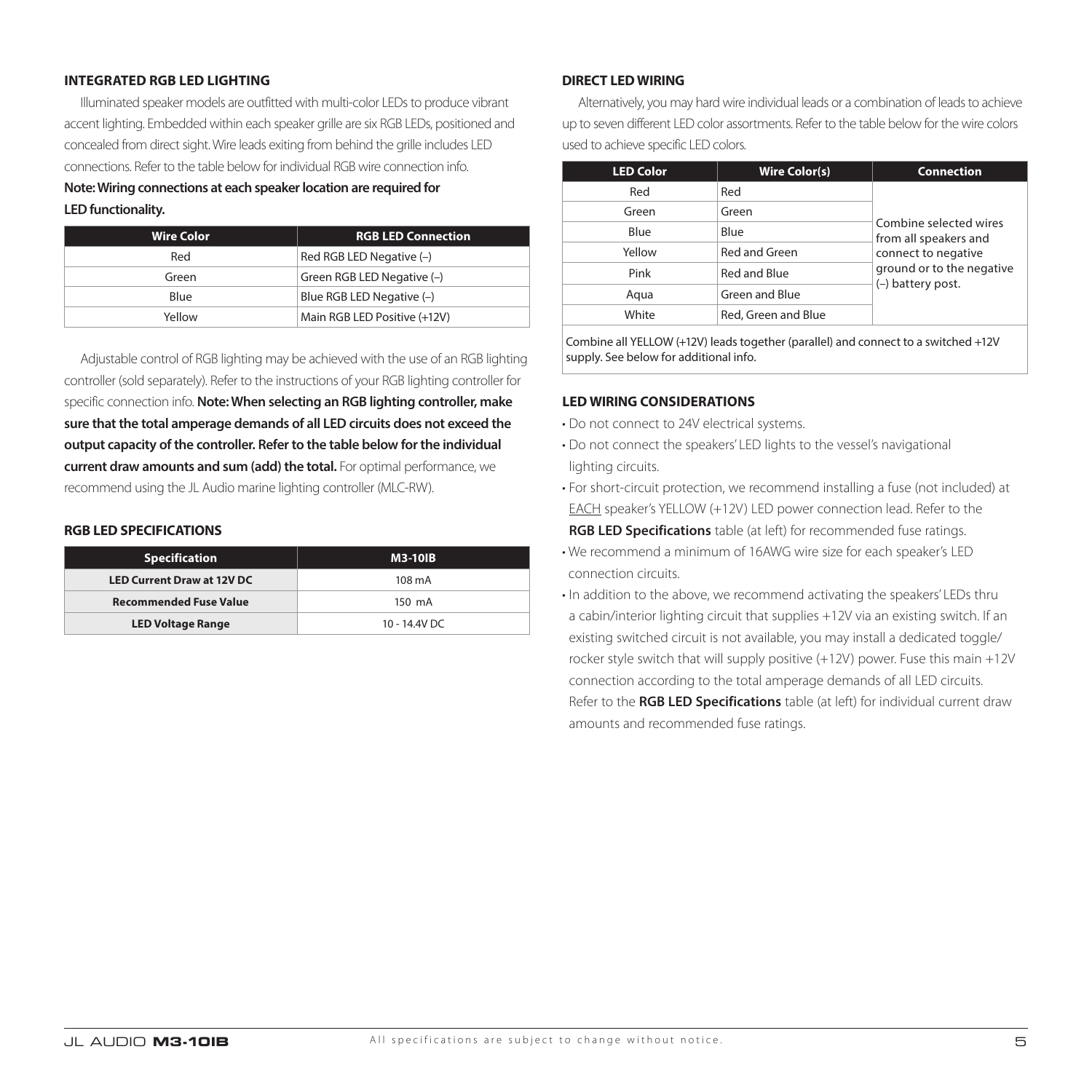### INTEGRATED RGB LED LIGHTING

Illuminated speaker models are outfitted with multi-color LEDs to produce vibrant accent lighting. Embedded within each speaker grille are six RGB LEDs, positioned and concealed from direct sight. Wire leads exiting from behind the grille includes LED connections. Refer to the table below for individual RGB wire connection info.

**Note: Wiring connections at each speaker location are required for LED functionality.**

| Wire Color | RGB LED Connection |
|---|---|
| Red | Red RGB LED Negative (–) |
| Green | Green RGB LED Negative (–) |
| Blue | Blue RGB LED Negative (–) |
| Yellow | Main RGB LED Positive (+12V) |

Adjustable control of RGB lighting may be achieved with the use of an RGB lighting controller (sold separately). Refer to the instructions of your RGB lighting controller for specific connection info. **Note: When selecting an RGB lighting controller, make sure that the total amperage demands of all LED circuits does not exceed the output capacity of the controller. Refer to the table below for the individual current draw amounts and sum (add) the total.** For optimal performance, we recommend using the JL Audio marine lighting controller (MLC-RW).

### RGB LED SPECIFICATIONS

| Specification | M3-10IB |
|---|---|
| **LED Current Draw at 12V DC** | 108 mA |
| **Recommended Fuse Value** | 150 mA |
| **LED Voltage Range** | 10 - 14.4V DC |

### DIRECT LED WIRING

Alternatively, you may hard wire individual leads or a combination of leads to achieve up to seven different LED color assortments. Refer to the table below for the wire colors used to achieve specific LED colors.

| LED Color | Wire Color(s) | Connection |
|---|---|---|
| Red | Red | Combine selected wires from all speakers and connect to negative ground or to the negative (–) battery post. |
| Green | Green | |
| Blue | Blue | |
| Yellow | Red and Green | |
| Pink | Red and Blue | |
| Aqua | Green and Blue | |
| White | Red, Green and Blue | |
| Combine all YELLOW (+12V) leads together (parallel) and connect to a switched +12V supply. See below for additional info. | | |

### LED WIRING CONSIDERATIONS

- Do not connect to 24V electrical systems.
- Do not connect the speakers' LED lights to the vessel's navigational lighting circuits.
- For short-circuit protection, we recommend installing a fuse (not included) at EACH speaker's YELLOW (+12V) LED power connection lead. Refer to the **RGB LED Specifications** table (at left) for recommended fuse ratings.
- We recommend a minimum of 16AWG wire size for each speaker's LED connection circuits.
- In addition to the above, we recommend activating the speakers' LEDs thru a cabin/interior lighting circuit that supplies +12V via an existing switch. If an existing switched circuit is not available, you may install a dedicated toggle/rocker style switch that will supply positive (+12V) power. Fuse this main +12V connection according to the total amperage demands of all LED circuits. Refer to the **RGB LED Specifications** table (at left) for individual current draw amounts and recommended fuse ratings.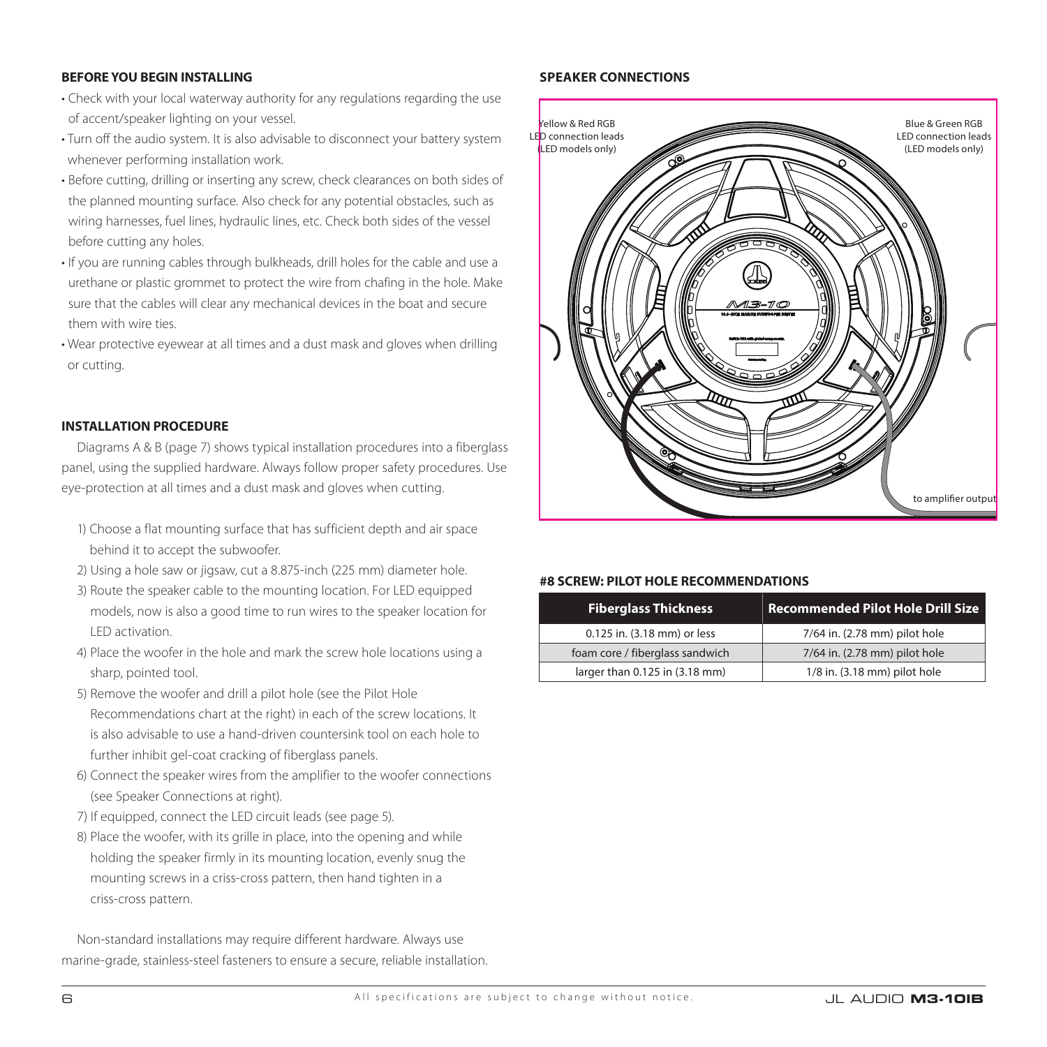## BEFORE YOU BEGIN INSTALLING

- Check with your local waterway authority for any regulations regarding the use of accent/speaker lighting on your vessel.
- Turn off the audio system. It is also advisable to disconnect your battery system whenever performing installation work.
- Before cutting, drilling or inserting any screw, check clearances on both sides of the planned mounting surface. Also check for any potential obstacles, such as wiring harnesses, fuel lines, hydraulic lines, etc. Check both sides of the vessel before cutting any holes.
- If you are running cables through bulkheads, drill holes for the cable and use a urethane or plastic grommet to protect the wire from chafing in the hole. Make sure that the cables will clear any mechanical devices in the boat and secure them with wire ties.
- Wear protective eyewear at all times and a dust mask and gloves when drilling or cutting.

## INSTALLATION PROCEDURE

Diagrams A & B (page 7) shows typical installation procedures into a fiberglass panel, using the supplied hardware. Always follow proper safety procedures. Use eye-protection at all times and a dust mask and gloves when cutting.

1) Choose a flat mounting surface that has sufficient depth and air space behind it to accept the subwoofer.
2) Using a hole saw or jigsaw, cut a 8.875-inch (225 mm) diameter hole.
3) Route the speaker cable to the mounting location. For LED equipped models, now is also a good time to run wires to the speaker location for LED activation.
4) Place the woofer in the hole and mark the screw hole locations using a sharp, pointed tool.
5) Remove the woofer and drill a pilot hole (see the Pilot Hole Recommendations chart at the right) in each of the screw locations. It is also advisable to use a hand-driven countersink tool on each hole to further inhibit gel-coat cracking of fiberglass panels.
6) Connect the speaker wires from the amplifier to the woofer connections (see Speaker Connections at right).
7) If equipped, connect the LED circuit leads (see page 5).
8) Place the woofer, with its grille in place, into the opening and while holding the speaker firmly in its mounting location, evenly snug the mounting screws in a criss-cross pattern, then hand tighten in a criss-cross pattern.

Non-standard installations may require different hardware. Always use marine-grade, stainless-steel fasteners to ensure a secure, reliable installation.

## SPEAKER CONNECTIONS

Yellow & Red RGB LED connection leads (LED models only)

Blue & Green RGB LED connection leads (LED models only)

to amplifier output

## #8 SCREW: PILOT HOLE RECOMMENDATIONS

| Fiberglass Thickness | Recommended Pilot Hole Drill Size |
| --- | --- |
| 0.125 in. (3.18 mm) or less | 7/64 in. (2.78 mm) pilot hole |
| foam core / fiberglass sandwich | 7/64 in. (2.78 mm) pilot hole |
| larger than 0.125 in (3.18 mm) | 1/8 in. (3.18 mm) pilot hole |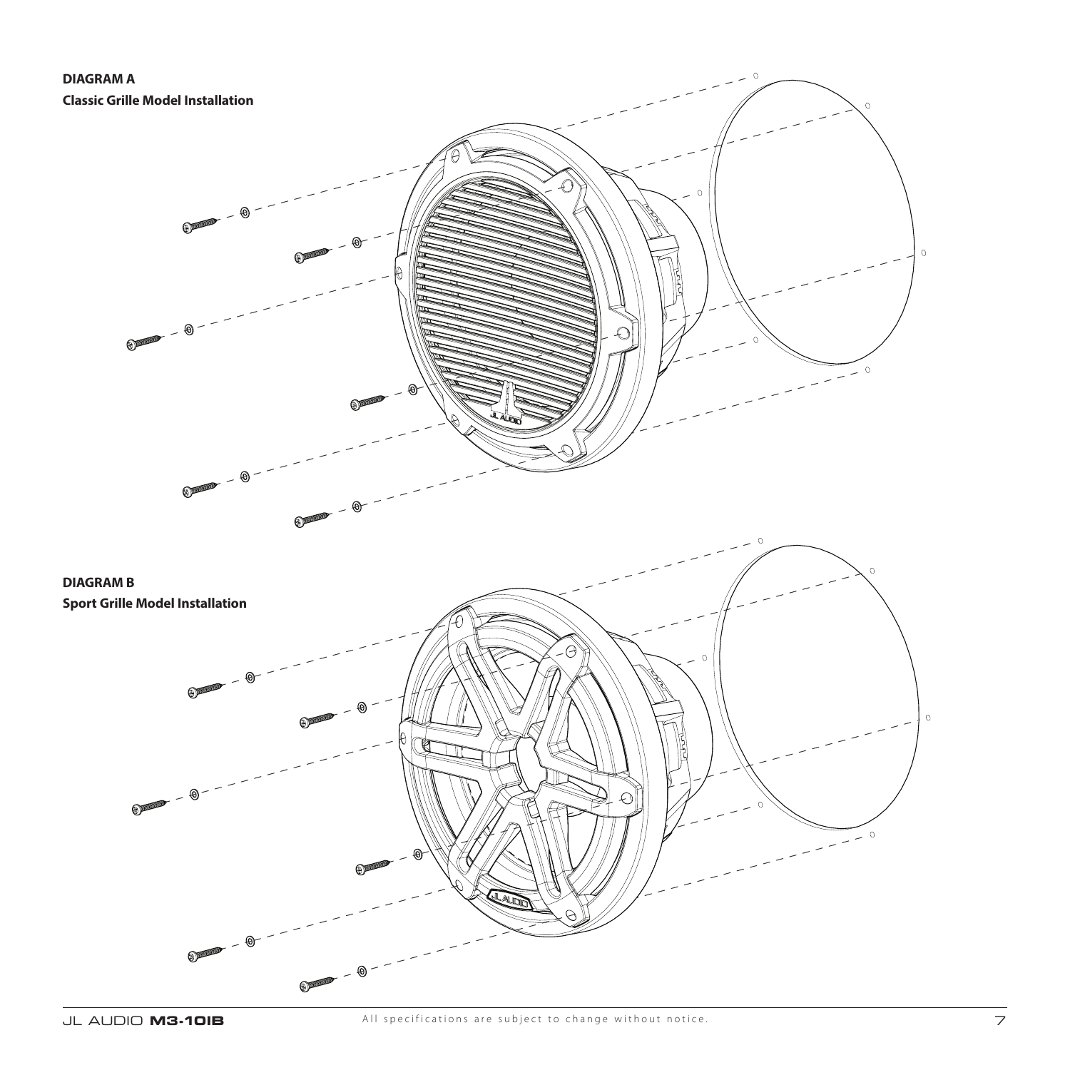**DIAGRAM A**

**Classic Grille Model Installation**

**DIAGRAM B**

**Sport Grille Model Installation**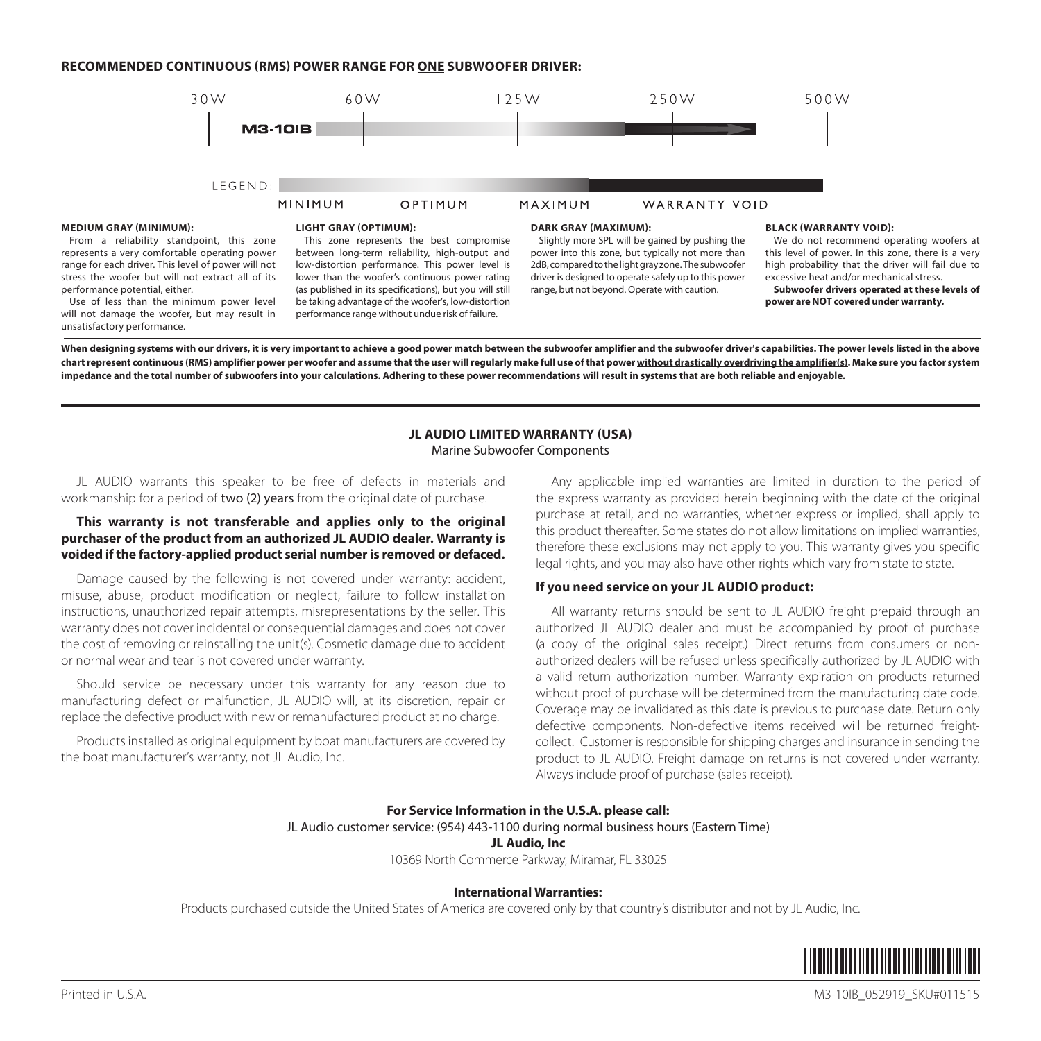**RECOMMENDED CONTINUOUS (RMS) POWER RANGE FOR ONE SUBWOOFER DRIVER:**

30W 60W 125W 250W 500W

M3-10IB

LEGEND:

MINIMUM OPTIMUM MAXIMUM WARRANTY VOID

**MEDIUM GRAY (MINIMUM):**
From a reliability standpoint, this zone represents a very comfortable operating power range for each driver. This level of power will not stress the woofer but will not extract all of its performance potential, either.
Use of less than the minimum power level will not damage the woofer, but may result in unsatisfactory performance.

**LIGHT GRAY (OPTIMUM):**
This zone represents the best compromise between long-term reliability, high-output and low-distortion performance. This power level is lower than the woofer's continuous power rating (as published in its specifications), but you will still be taking advantage of the woofer's, low-distortion performance range without undue risk of failure.

**DARK GRAY (MAXIMUM):**
Slightly more SPL will be gained by pushing the power into this zone, but typically not more than 2dB, compared to the light gray zone. The subwoofer driver is designed to operate safely up to this power range, but not beyond. Operate with caution.

**BLACK (WARRANTY VOID):**
We do not recommend operating woofers at this level of power. In this zone, there is a very high probability that the driver will fail due to excessive heat and/or mechanical stress.
**Subwoofer drivers operated at these levels of power are NOT covered under warranty.**

**When designing systems with our drivers, it is very important to achieve a good power match between the subwoofer amplifier and the subwoofer driver's capabilities. The power levels listed in the above chart represent continuous (RMS) amplifier power per woofer and assume that the user will regularly make full use of that power without drastically overdriving the amplifier(s). Make sure you factor system impedance and the total number of subwoofers into your calculations. Adhering to these power recommendations will result in systems that are both reliable and enjoyable.**

## JL AUDIO LIMITED WARRANTY (USA)

Marine Subwoofer Components

JL AUDIO warrants this speaker to be free of defects in materials and workmanship for a period of two (2) years from the original date of purchase.

**This warranty is not transferable and applies only to the original purchaser of the product from an authorized JL AUDIO dealer. Warranty is voided if the factory-applied product serial number is removed or defaced.**

Damage caused by the following is not covered under warranty: accident, misuse, abuse, product modification or neglect, failure to follow installation instructions, unauthorized repair attempts, misrepresentations by the seller. This warranty does not cover incidental or consequential damages and does not cover the cost of removing or reinstalling the unit(s). Cosmetic damage due to accident or normal wear and tear is not covered under warranty.

Should service be necessary under this warranty for any reason due to manufacturing defect or malfunction, JL AUDIO will, at its discretion, repair or replace the defective product with new or remanufactured product at no charge.

Products installed as original equipment by boat manufacturers are covered by the boat manufacturer's warranty, not JL Audio, Inc.

Any applicable implied warranties are limited in duration to the period of the express warranty as provided herein beginning with the date of the original purchase at retail, and no warranties, whether express or implied, shall apply to this product thereafter. Some states do not allow limitations on implied warranties, therefore these exclusions may not apply to you. This warranty gives you specific legal rights, and you may also have other rights which vary from state to state.

**If you need service on your JL AUDIO product:**

All warranty returns should be sent to JL AUDIO freight prepaid through an authorized JL AUDIO dealer and must be accompanied by proof of purchase (a copy of the original sales receipt.) Direct returns from consumers or non-authorized dealers will be refused unless specifically authorized by JL AUDIO with a valid return authorization number. Warranty expiration on products returned without proof of purchase will be determined from the manufacturing date code. Coverage may be invalidated as this date is previous to purchase date. Return only defective components. Non-defective items received will be returned freight-collect. Customer is responsible for shipping charges and insurance in sending the product to JL AUDIO. Freight damage on returns is not covered under warranty. Always include proof of purchase (sales receipt).

**For Service Information in the U.S.A. please call:**
JL Audio customer service: (954) 443-1100 during normal business hours (Eastern Time)
**JL Audio, Inc**
10369 North Commerce Parkway, Miramar, FL 33025

**International Warranties:**
Products purchased outside the United States of America are covered only by that country's distributor and not by JL Audio, Inc.

Printed in U.S.A.

M3-10IB_052919_SKU#011515